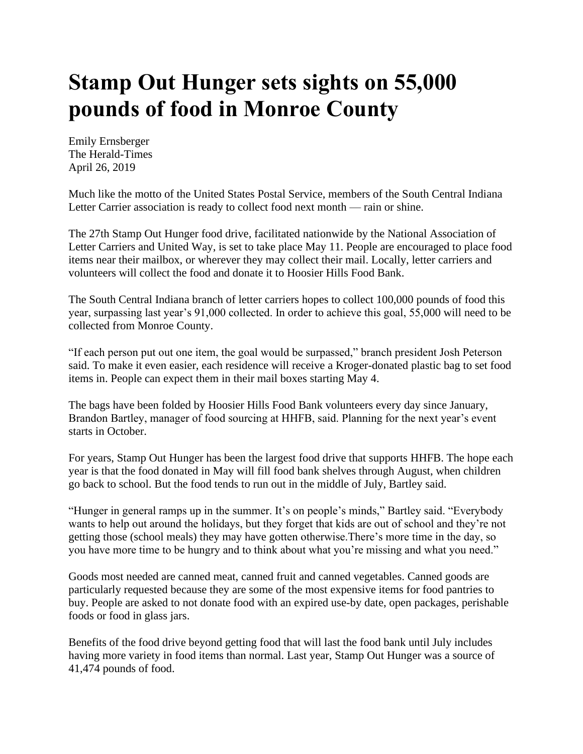# Stamp Out Hunger sets sights on 55,000 pounds of food in Monroe County

Emily Ernsberger
The Herald-Times
April 26, 2019

Much like the motto of the United States Postal Service, members of the South Central Indiana Letter Carrier association is ready to collect food next month — rain or shine.

The 27th Stamp Out Hunger food drive, facilitated nationwide by the National Association of Letter Carriers and United Way, is set to take place May 11. People are encouraged to place food items near their mailbox, or wherever they may collect their mail. Locally, letter carriers and volunteers will collect the food and donate it to Hoosier Hills Food Bank.

The South Central Indiana branch of letter carriers hopes to collect 100,000 pounds of food this year, surpassing last year's 91,000 collected. In order to achieve this goal, 55,000 will need to be collected from Monroe County.

"If each person put out one item, the goal would be surpassed," branch president Josh Peterson said. To make it even easier, each residence will receive a Kroger-donated plastic bag to set food items in. People can expect them in their mail boxes starting May 4.

The bags have been folded by Hoosier Hills Food Bank volunteers every day since January, Brandon Bartley, manager of food sourcing at HHFB, said. Planning for the next year's event starts in October.

For years, Stamp Out Hunger has been the largest food drive that supports HHFB. The hope each year is that the food donated in May will fill food bank shelves through August, when children go back to school. But the food tends to run out in the middle of July, Bartley said.

"Hunger in general ramps up in the summer. It's on people's minds," Bartley said. "Everybody wants to help out around the holidays, but they forget that kids are out of school and they're not getting those (school meals) they may have gotten otherwise.There's more time in the day, so you have more time to be hungry and to think about what you're missing and what you need."

Goods most needed are canned meat, canned fruit and canned vegetables. Canned goods are particularly requested because they are some of the most expensive items for food pantries to buy. People are asked to not donate food with an expired use-by date, open packages, perishable foods or food in glass jars.

Benefits of the food drive beyond getting food that will last the food bank until July includes having more variety in food items than normal. Last year, Stamp Out Hunger was a source of 41,474 pounds of food.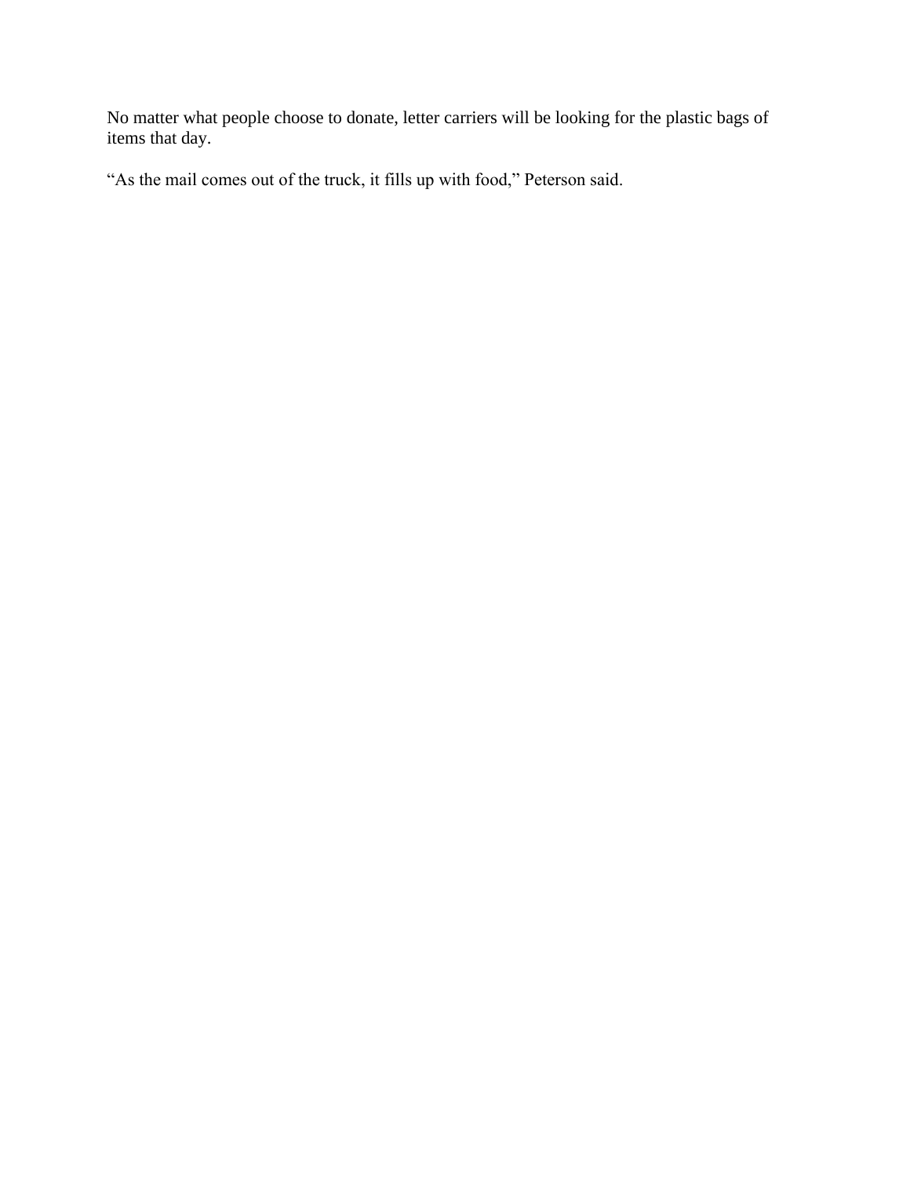No matter what people choose to donate, letter carriers will be looking for the plastic bags of items that day.

"As the mail comes out of the truck, it fills up with food," Peterson said.